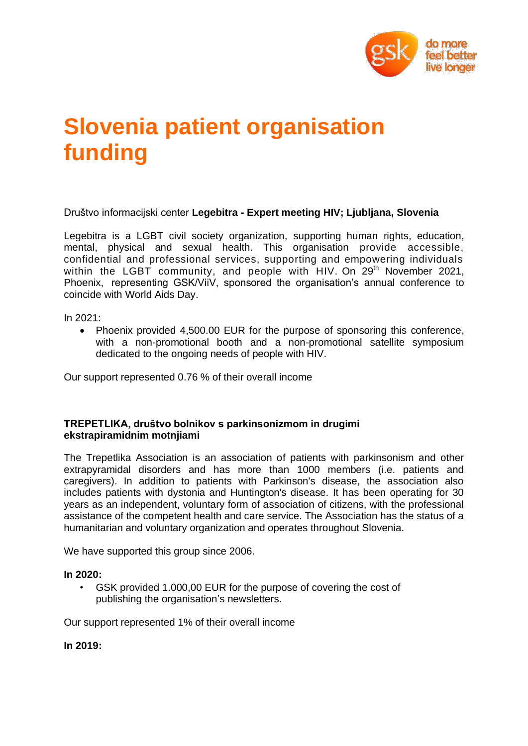# Slovenia patient organisation funding

Društvo informacijski center **Legebitra - Expert meeting HIV; Ljubljana, Slovenia**

Legebitra is a LGBT civil society organization, supporting human rights, education, mental, physical and sexual health. This organisation provide accessible, confidential and professional services, supporting and empowering individuals within the LGBT community, and people with HIV. On 29th November 2021, Phoenix, representing GSK/ViiV, sponsored the organisation's annual conference to coincide with World Aids Day.

In 2021:

- Phoenix provided 4,500.00 EUR for the purpose of sponsoring this conference, with a non-promotional booth and a non-promotional satellite symposium dedicated to the ongoing needs of people with HIV.

Our support represented 0.76 % of their overall income

**TREPETLIKA, društvo bolnikov s parkinsonizmom in drugimi ekstrapiramidnim motnjiami**

The Trepetlika Association is an association of patients with parkinsonism and other extrapyramidal disorders and has more than 1000 members (i.e. patients and caregivers). In addition to patients with Parkinson's disease, the association also includes patients with dystonia and Huntington's disease. It has been operating for 30 years as an independent, voluntary form of association of citizens, with the professional assistance of the competent health and care service. The Association has the status of a humanitarian and voluntary organization and operates throughout Slovenia.

We have supported this group since 2006.

**In 2020:**

- GSK provided 1.000,00 EUR for the purpose of covering the cost of publishing the organisation's newsletters.

Our support represented 1% of their overall income

**In 2019:**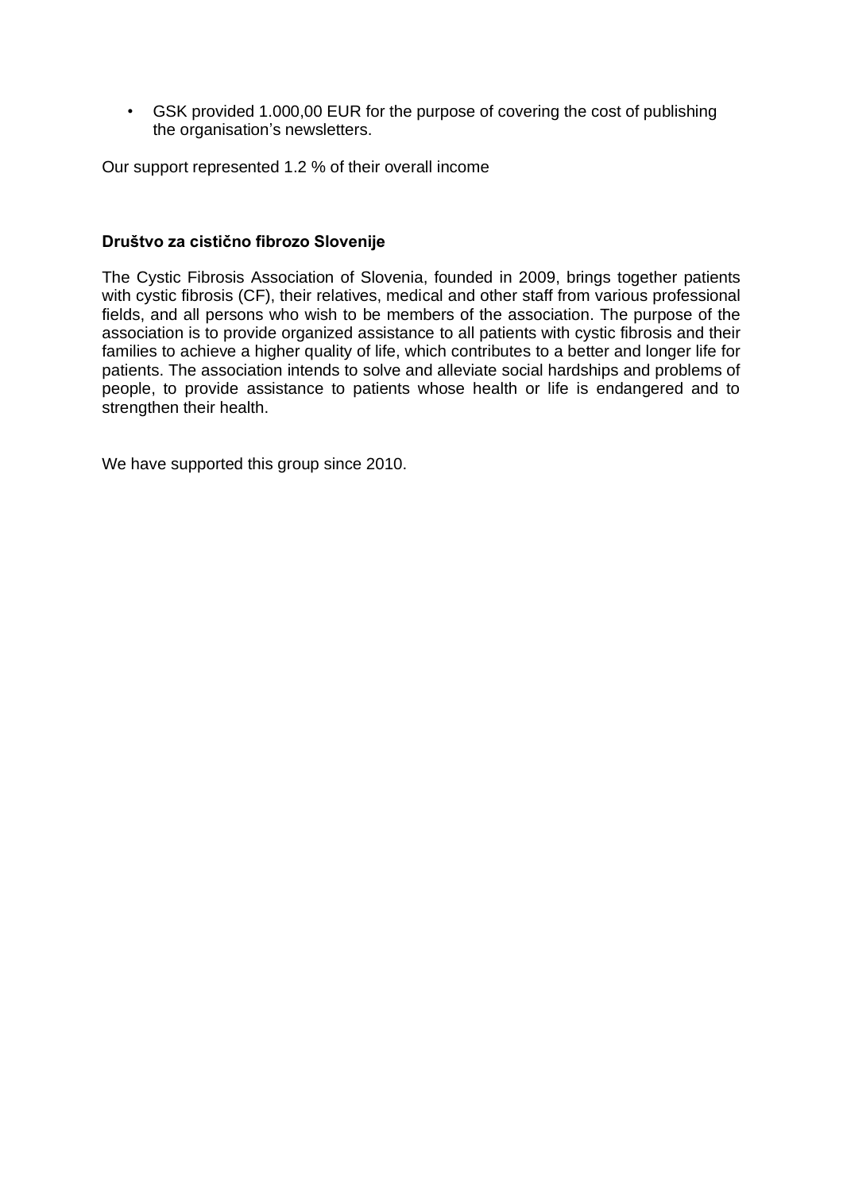- GSK provided 1.000,00 EUR for the purpose of covering the cost of publishing the organisation's newsletters.

Our support represented 1.2 % of their overall income

**Društvo za cistično fibrozo Slovenije**

The Cystic Fibrosis Association of Slovenia, founded in 2009, brings together patients with cystic fibrosis (CF), their relatives, medical and other staff from various professional fields, and all persons who wish to be members of the association. The purpose of the association is to provide organized assistance to all patients with cystic fibrosis and their families to achieve a higher quality of life, which contributes to a better and longer life for patients. The association intends to solve and alleviate social hardships and problems of people, to provide assistance to patients whose health or life is endangered and to strengthen their health.

We have supported this group since 2010.